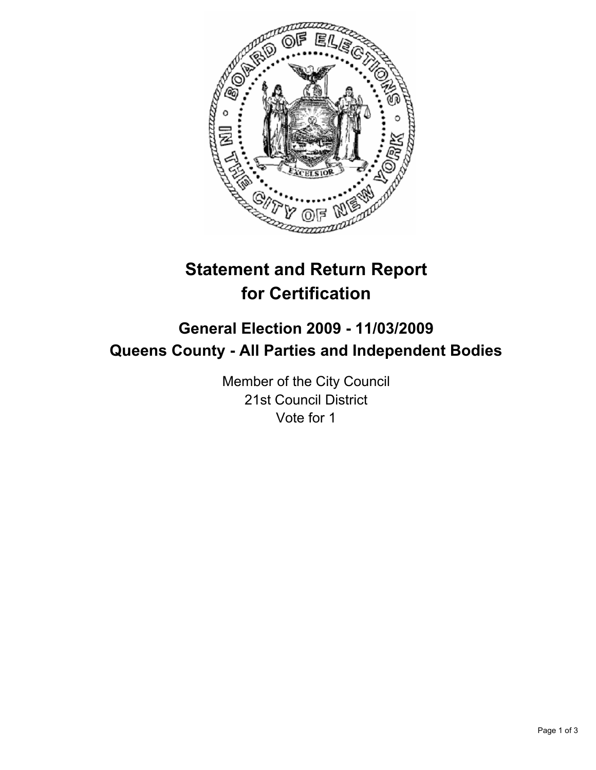# Statement and Return Report for Certification

## General Election 2009 - 11/03/2009
## Queens County - All Parties and Independent Bodies

Member of the City Council
21st Council District
Vote for 1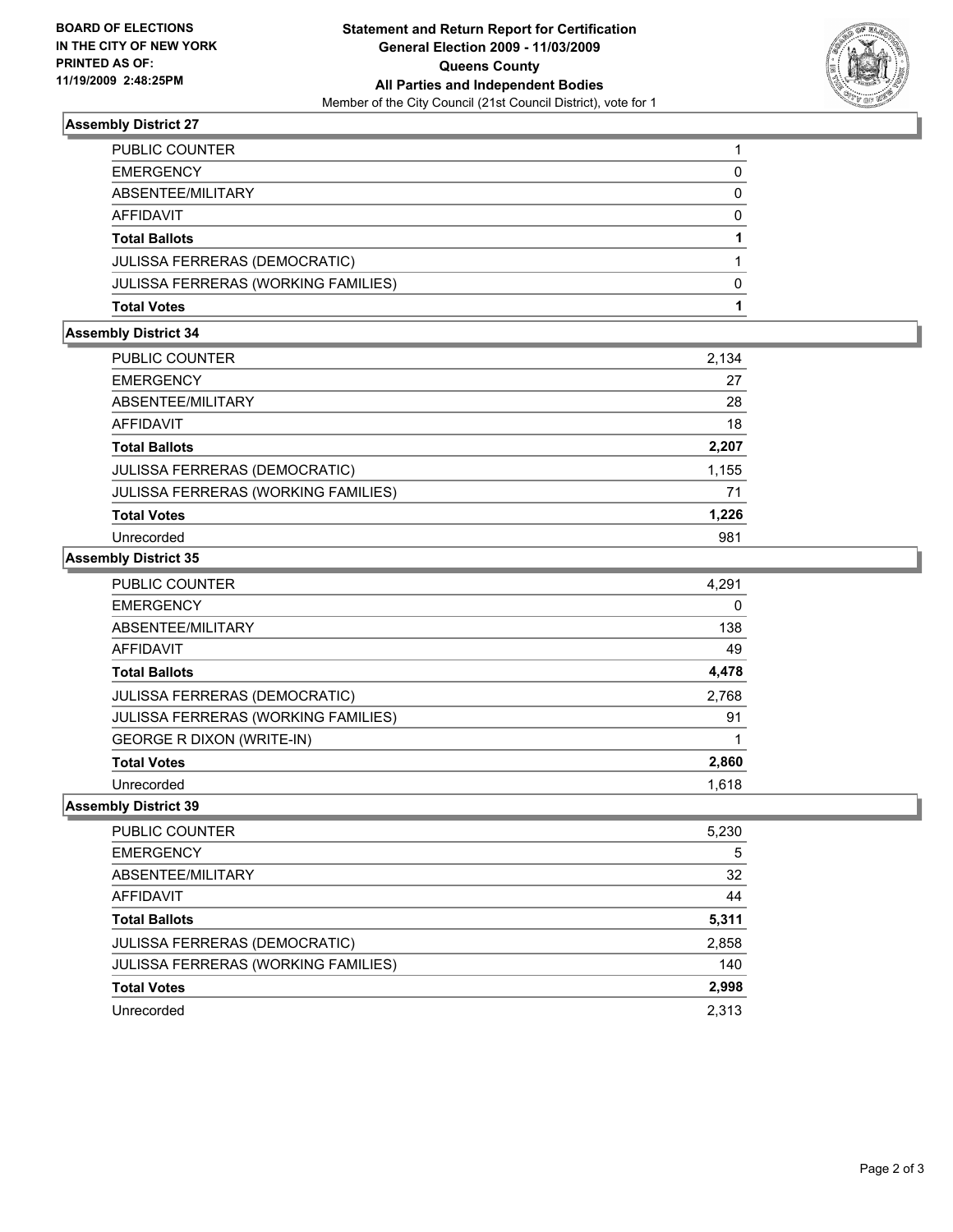**BOARD OF ELECTIONS IN THE CITY OF NEW YORK PRINTED AS OF: 11/19/2009 2:48:25PM**

# Statement and Return Report for Certification General Election 2009 - 11/03/2009 Queens County All Parties and Independent Bodies

Member of the City Council (21st Council District), vote for 1

## Assembly District 27

| | |
|---|---|
| PUBLIC COUNTER | 1 |
| EMERGENCY | 0 |
| ABSENTEE/MILITARY | 0 |
| AFFIDAVIT | 0 |
| **Total Ballots** | **1** |
| JULISSA FERRERAS (DEMOCRATIC) | 1 |
| JULISSA FERRERAS (WORKING FAMILIES) | 0 |
| **Total Votes** | **1** |

## Assembly District 34

| | |
|---|---|
| PUBLIC COUNTER | 2,134 |
| EMERGENCY | 27 |
| ABSENTEE/MILITARY | 28 |
| AFFIDAVIT | 18 |
| **Total Ballots** | **2,207** |
| JULISSA FERRERAS (DEMOCRATIC) | 1,155 |
| JULISSA FERRERAS (WORKING FAMILIES) | 71 |
| **Total Votes** | **1,226** |
| Unrecorded | 981 |

## Assembly District 35

| | |
|---|---|
| PUBLIC COUNTER | 4,291 |
| EMERGENCY | 0 |
| ABSENTEE/MILITARY | 138 |
| AFFIDAVIT | 49 |
| **Total Ballots** | **4,478** |
| JULISSA FERRERAS (DEMOCRATIC) | 2,768 |
| JULISSA FERRERAS (WORKING FAMILIES) | 91 |
| GEORGE R DIXON (WRITE-IN) | 1 |
| **Total Votes** | **2,860** |
| Unrecorded | 1,618 |

## Assembly District 39

| | |
|---|---|
| PUBLIC COUNTER | 5,230 |
| EMERGENCY | 5 |
| ABSENTEE/MILITARY | 32 |
| AFFIDAVIT | 44 |
| **Total Ballots** | **5,311** |
| JULISSA FERRERAS (DEMOCRATIC) | 2,858 |
| JULISSA FERRERAS (WORKING FAMILIES) | 140 |
| **Total Votes** | **2,998** |
| Unrecorded | 2,313 |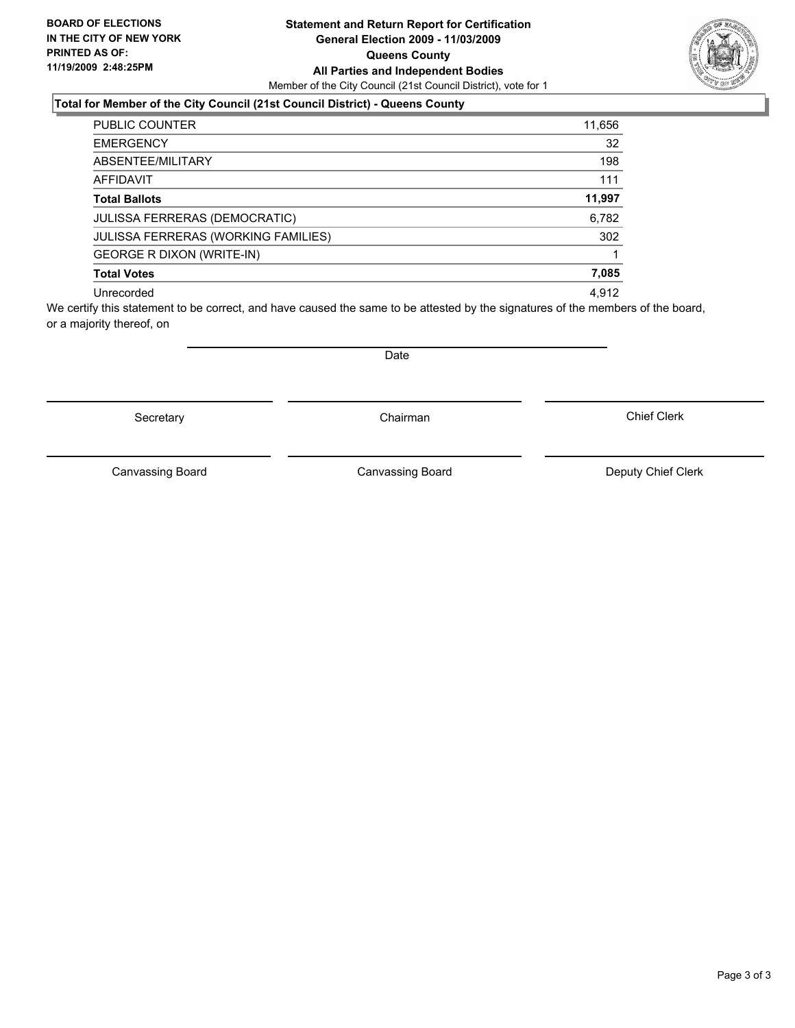**BOARD OF ELECTIONS IN THE CITY OF NEW YORK PRINTED AS OF: 11/19/2009 2:48:25PM**

**Statement and Return Report for Certification**
**General Election 2009 - 11/03/2009**
**Queens County**
**All Parties and Independent Bodies**
Member of the City Council (21st Council District), vote for 1

**Total for Member of the City Council (21st Council District) - Queens County**

| | |
|---|---|
| PUBLIC COUNTER | 11,656 |
| EMERGENCY | 32 |
| ABSENTEE/MILITARY | 198 |
| AFFIDAVIT | 111 |
| **Total Ballots** | **11,997** |
| JULISSA FERRERAS (DEMOCRATIC) | 6,782 |
| JULISSA FERRERAS (WORKING FAMILIES) | 302 |
| GEORGE R DIXON (WRITE-IN) | 1 |
| **Total Votes** | **7,085** |
| Unrecorded | 4,912 |

We certify this statement to be correct, and have caused the same to be attested by the signatures of the members of the board, or a majority thereof, on

Date

Secretary

Chairman

Chief Clerk

Canvassing Board

Canvassing Board

Deputy Chief Clerk